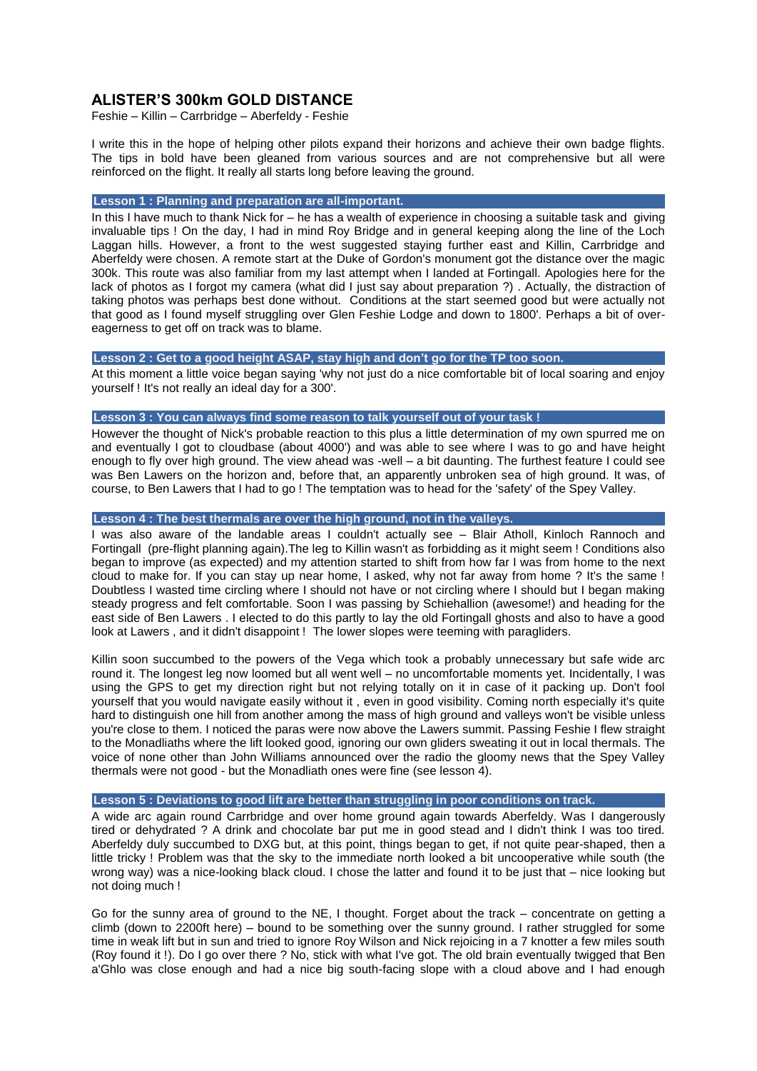# ALISTER'S 300km GOLD DISTANCE

Feshie – Killin – Carrbridge – Aberfeldy - Feshie

I write this in the hope of helping other pilots expand their horizons and achieve their own badge flights. The tips in bold have been gleaned from various sources and are not comprehensive but all were reinforced on the flight. It really all starts long before leaving the ground.

**Lesson 1 : Planning and preparation are all-important.**

In this I have much to thank Nick for – he has a wealth of experience in choosing a suitable task and giving invaluable tips ! On the day, I had in mind Roy Bridge and in general keeping along the line of the Loch Laggan hills. However, a front to the west suggested staying further east and Killin, Carrbridge and Aberfeldy were chosen. A remote start at the Duke of Gordon's monument got the distance over the magic 300k. This route was also familiar from my last attempt when I landed at Fortingall. Apologies here for the lack of photos as I forgot my camera (what did I just say about preparation ?) . Actually, the distraction of taking photos was perhaps best done without. Conditions at the start seemed good but were actually not that good as I found myself struggling over Glen Feshie Lodge and down to 1800'. Perhaps a bit of over-eagerness to get off on track was to blame.

**Lesson 2 : Get to a good height ASAP, stay high and don't go for the TP too soon.**

At this moment a little voice began saying 'why not just do a nice comfortable bit of local soaring and enjoy yourself ! It's not really an ideal day for a 300'.

**Lesson 3 : You can always find some reason to talk yourself out of your task !**

However the thought of Nick's probable reaction to this plus a little determination of my own spurred me on and eventually I got to cloudbase (about 4000') and was able to see where I was to go and have height enough to fly over high ground. The view ahead was -well – a bit daunting. The furthest feature I could see was Ben Lawers on the horizon and, before that, an apparently unbroken sea of high ground. It was, of course, to Ben Lawers that I had to go ! The temptation was to head for the 'safety' of the Spey Valley.

**Lesson 4 : The best thermals are over the high ground, not in the valleys.**

I was also aware of the landable areas I couldn't actually see – Blair Atholl, Kinloch Rannoch and Fortingall (pre-flight planning again).The leg to Killin wasn't as forbidding as it might seem ! Conditions also began to improve (as expected) and my attention started to shift from how far I was from home to the next cloud to make for. If you can stay up near home, I asked, why not far away from home ? It's the same ! Doubtless I wasted time circling where I should not have or not circling where I should but I began making steady progress and felt comfortable. Soon I was passing by Schiehallion (awesome!) and heading for the east side of Ben Lawers . I elected to do this partly to lay the old Fortingall ghosts and also to have a good look at Lawers , and it didn't disappoint ! The lower slopes were teeming with paragliders.

Killin soon succumbed to the powers of the Vega which took a probably unnecessary but safe wide arc round it. The longest leg now loomed but all went well – no uncomfortable moments yet. Incidentally, I was using the GPS to get my direction right but not relying totally on it in case of it packing up. Don't fool yourself that you would navigate easily without it , even in good visibility. Coming north especially it's quite hard to distinguish one hill from another among the mass of high ground and valleys won't be visible unless you're close to them. I noticed the paras were now above the Lawers summit. Passing Feshie I flew straight to the Monadliaths where the lift looked good, ignoring our own gliders sweating it out in local thermals. The voice of none other than John Williams announced over the radio the gloomy news that the Spey Valley thermals were not good - but the Monadliath ones were fine (see lesson 4).

**Lesson 5 : Deviations to good lift are better than struggling in poor conditions on track.**

A wide arc again round Carrbridge and over home ground again towards Aberfeldy. Was I dangerously tired or dehydrated ? A drink and chocolate bar put me in good stead and I didn't think I was too tired. Aberfeldy duly succumbed to DXG but, at this point, things began to get, if not quite pear-shaped, then a little tricky ! Problem was that the sky to the immediate north looked a bit uncooperative while south (the wrong way) was a nice-looking black cloud. I chose the latter and found it to be just that – nice looking but not doing much !

Go for the sunny area of ground to the NE, I thought. Forget about the track – concentrate on getting a climb (down to 2200ft here) – bound to be something over the sunny ground. I rather struggled for some time in weak lift but in sun and tried to ignore Roy Wilson and Nick rejoicing in a 7 knotter a few miles south (Roy found it !). Do I go over there ? No, stick with what I've got. The old brain eventually twigged that Ben a'Ghlo was close enough and had a nice big south-facing slope with a cloud above and I had enough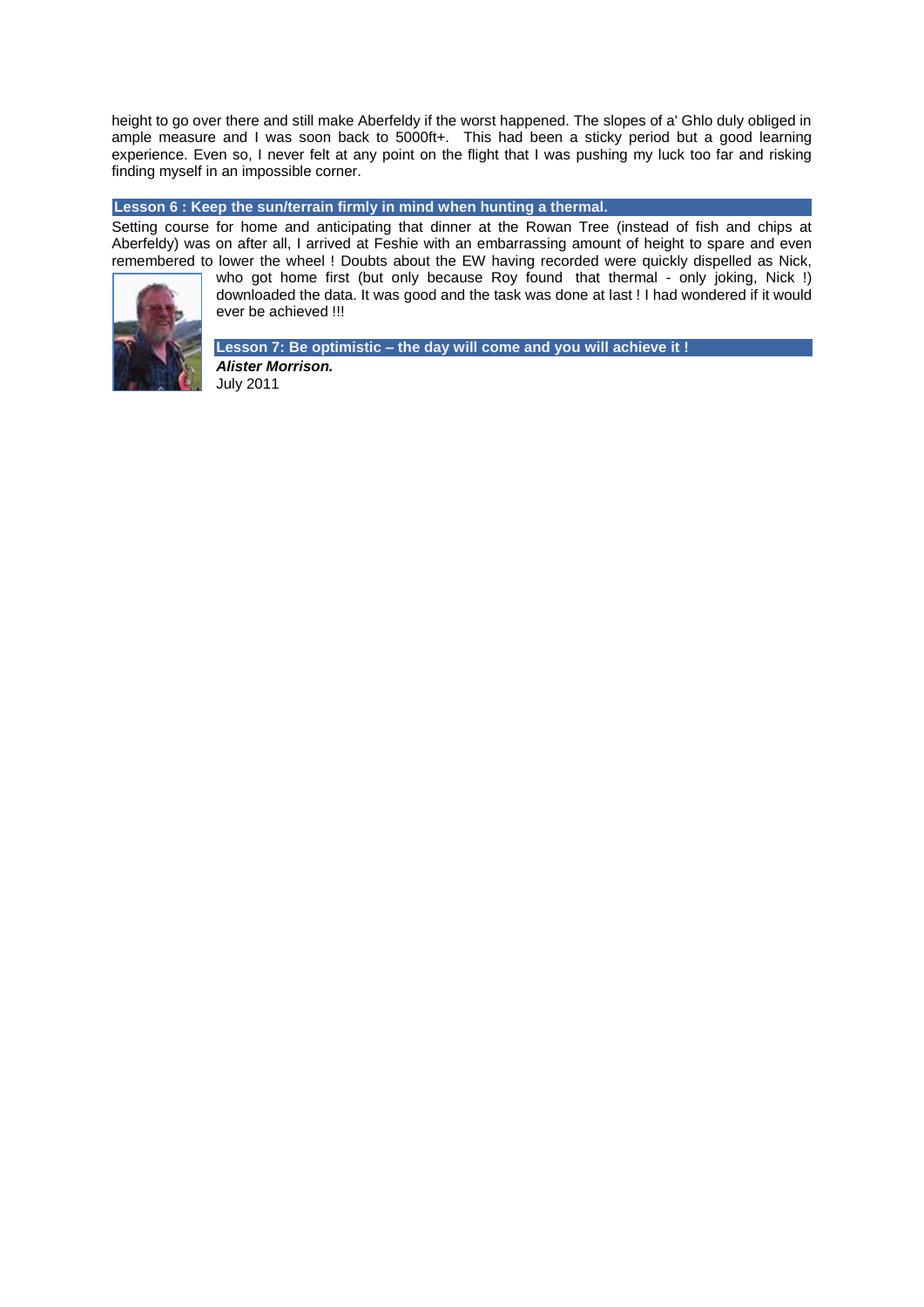height to go over there and still make Aberfeldy if the worst happened. The slopes of a' Ghlo duly obliged in ample measure and I was soon back to 5000ft+. This had been a sticky period but a good learning experience. Even so, I never felt at any point on the flight that I was pushing my luck too far and risking finding myself in an impossible corner.

### Lesson 6 : Keep the sun/terrain firmly in mind when hunting a thermal.

Setting course for home and anticipating that dinner at the Rowan Tree (instead of fish and chips at Aberfeldy) was on after all, I arrived at Feshie with an embarrassing amount of height to spare and even remembered to lower the wheel ! Doubts about the EW having recorded were quickly dispelled as Nick, who got home first (but only because Roy found that thermal - only joking, Nick !) downloaded the data. It was good and the task was done at last ! I had wondered if it would ever be achieved !!!

### Lesson 7: Be optimistic – the day will come and you will achieve it !

***Alister Morrison.***

July 2011